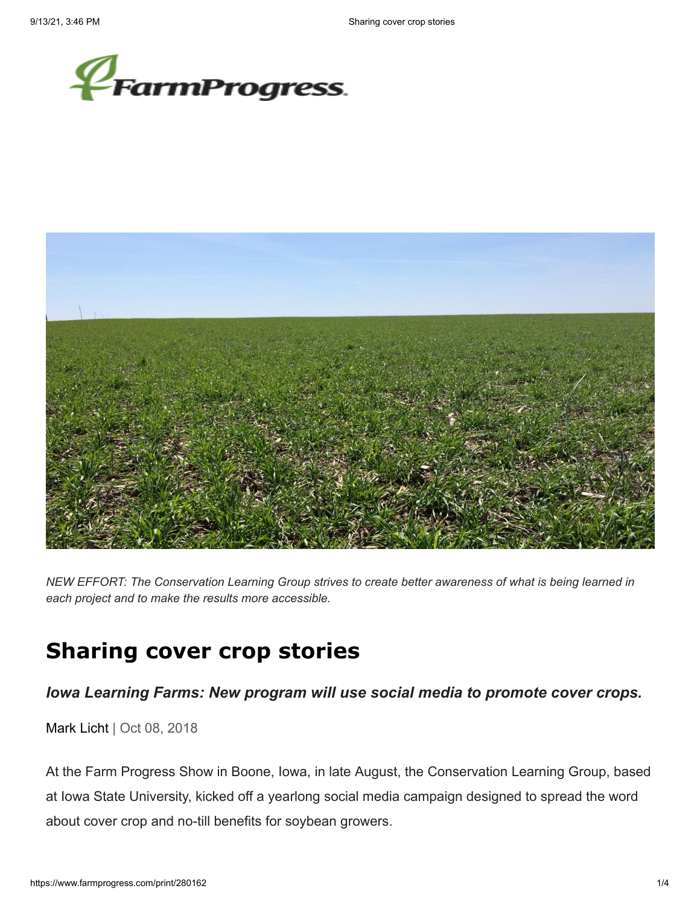NEW EFFORT: The Conservation Learning Group strives to create better awareness of what is being learned in each project and to make the results more accessible.

# Sharing cover crop stories

### *Iowa Learning Farms: New program will use social media to promote cover crops.*

Mark Licht | Oct 08, 2018

At the Farm Progress Show in Boone, Iowa, in late August, the Conservation Learning Group, based at Iowa State University, kicked off a yearlong social media campaign designed to spread the word about cover crop and no-till benefits for soybean growers.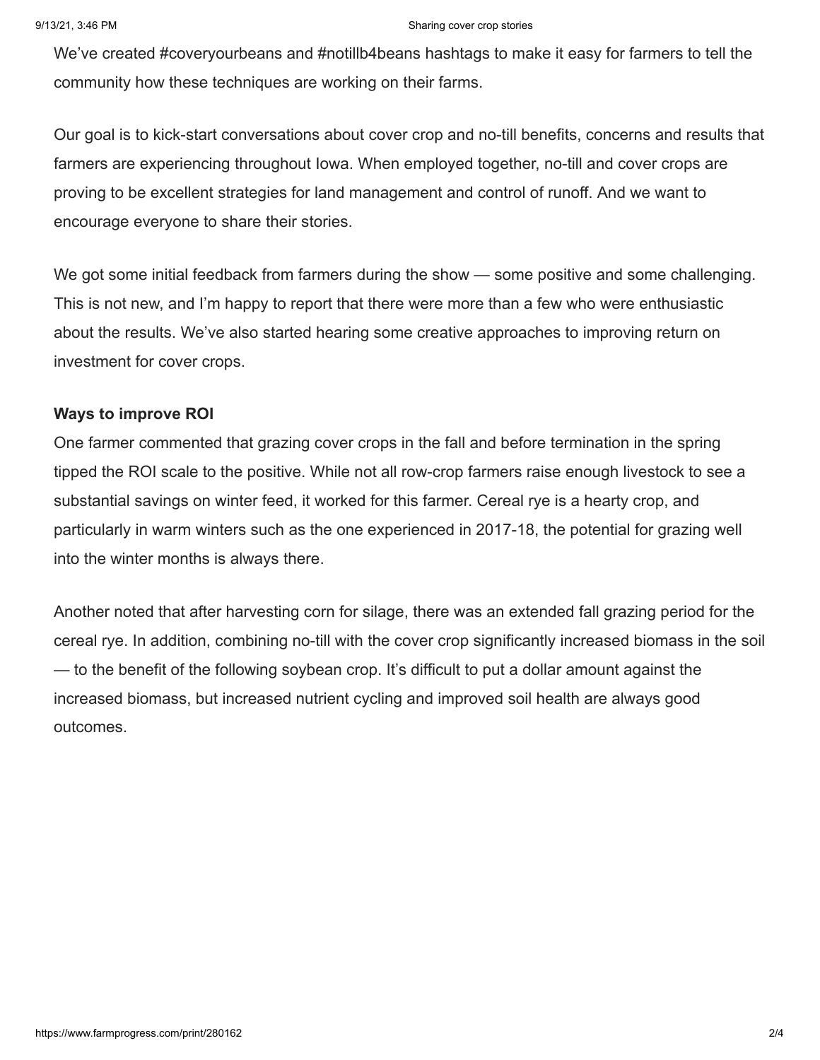We've created #coveryourbeans and #notillb4beans hashtags to make it easy for farmers to tell the community how these techniques are working on their farms.

Our goal is to kick-start conversations about cover crop and no-till benefits, concerns and results that farmers are experiencing throughout Iowa. When employed together, no-till and cover crops are proving to be excellent strategies for land management and control of runoff. And we want to encourage everyone to share their stories.

We got some initial feedback from farmers during the show — some positive and some challenging. This is not new, and I'm happy to report that there were more than a few who were enthusiastic about the results. We've also started hearing some creative approaches to improving return on investment for cover crops.

**Ways to improve ROI**

One farmer commented that grazing cover crops in the fall and before termination in the spring tipped the ROI scale to the positive. While not all row-crop farmers raise enough livestock to see a substantial savings on winter feed, it worked for this farmer. Cereal rye is a hearty crop, and particularly in warm winters such as the one experienced in 2017-18, the potential for grazing well into the winter months is always there.

Another noted that after harvesting corn for silage, there was an extended fall grazing period for the cereal rye. In addition, combining no-till with the cover crop significantly increased biomass in the soil — to the benefit of the following soybean crop. It's difficult to put a dollar amount against the increased biomass, but increased nutrient cycling and improved soil health are always good outcomes.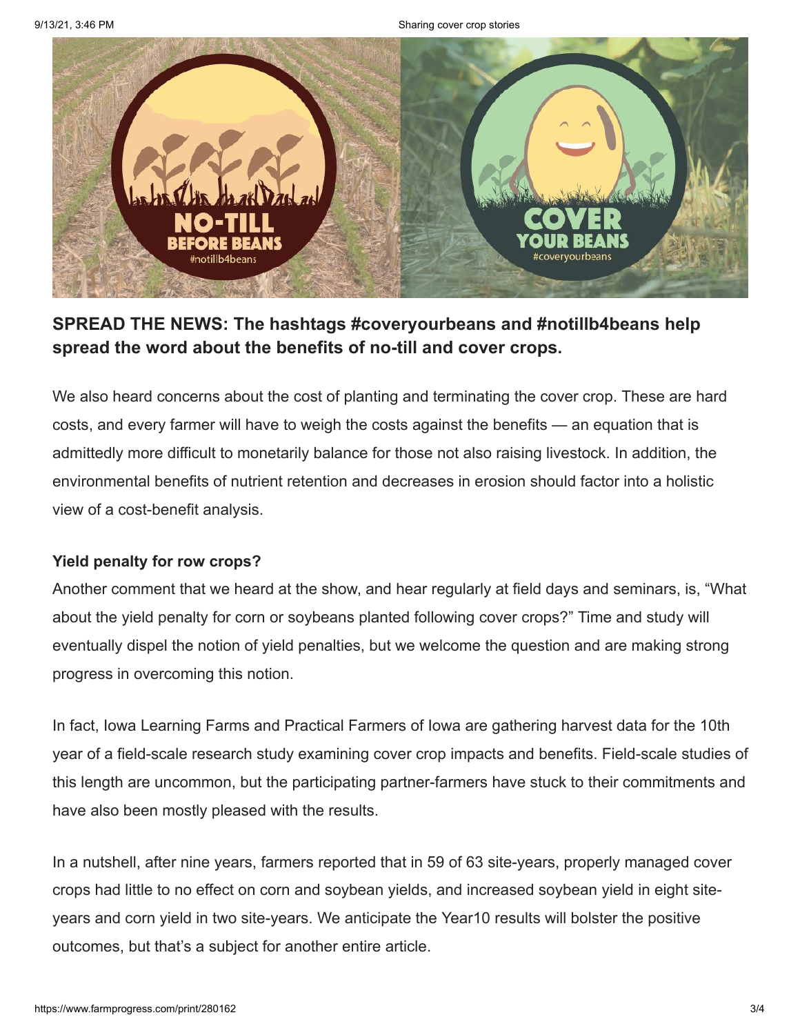**SPREAD THE NEWS: The hashtags #coveryourbeans and #notillb4beans help spread the word about the benefits of no-till and cover crops.**

We also heard concerns about the cost of planting and terminating the cover crop. These are hard costs, and every farmer will have to weigh the costs against the benefits — an equation that is admittedly more difficult to monetarily balance for those not also raising livestock. In addition, the environmental benefits of nutrient retention and decreases in erosion should factor into a holistic view of a cost-benefit analysis.

**Yield penalty for row crops?**

Another comment that we heard at the show, and hear regularly at field days and seminars, is, "What about the yield penalty for corn or soybeans planted following cover crops?" Time and study will eventually dispel the notion of yield penalties, but we welcome the question and are making strong progress in overcoming this notion.

In fact, Iowa Learning Farms and Practical Farmers of Iowa are gathering harvest data for the 10th year of a field-scale research study examining cover crop impacts and benefits. Field-scale studies of this length are uncommon, but the participating partner-farmers have stuck to their commitments and have also been mostly pleased with the results.

In a nutshell, after nine years, farmers reported that in 59 of 63 site-years, properly managed cover crops had little to no effect on corn and soybean yields, and increased soybean yield in eight site-years and corn yield in two site-years. We anticipate the Year10 results will bolster the positive outcomes, but that's a subject for another entire article.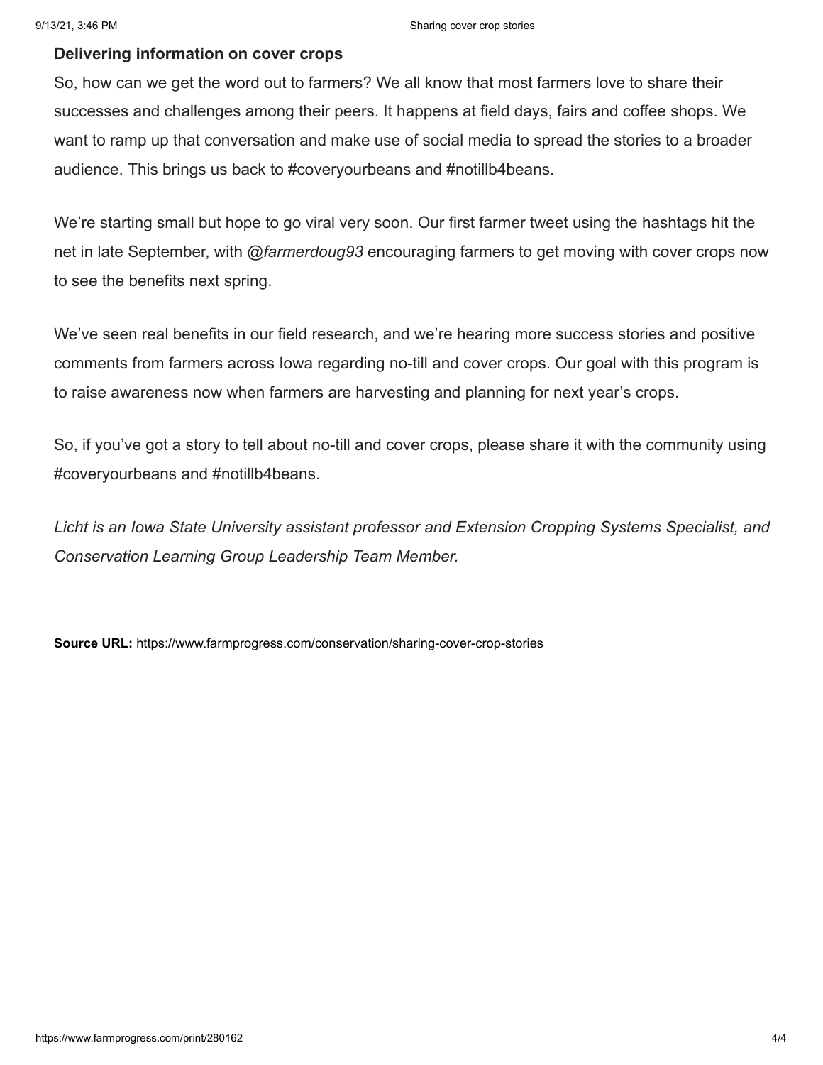### Delivering information on cover crops

So, how can we get the word out to farmers? We all know that most farmers love to share their successes and challenges among their peers. It happens at field days, fairs and coffee shops. We want to ramp up that conversation and make use of social media to spread the stories to a broader audience. This brings us back to #coveryourbeans and #notillb4beans.

We're starting small but hope to go viral very soon. Our first farmer tweet using the hashtags hit the net in late September, with *@farmerdoug93* encouraging farmers to get moving with cover crops now to see the benefits next spring.

We've seen real benefits in our field research, and we're hearing more success stories and positive comments from farmers across Iowa regarding no-till and cover crops. Our goal with this program is to raise awareness now when farmers are harvesting and planning for next year's crops.

So, if you've got a story to tell about no-till and cover crops, please share it with the community using #coveryourbeans and #notillb4beans.

*Licht is an Iowa State University assistant professor and Extension Cropping Systems Specialist, and Conservation Learning Group Leadership Team Member.*

**Source URL:** https://www.farmprogress.com/conservation/sharing-cover-crop-stories